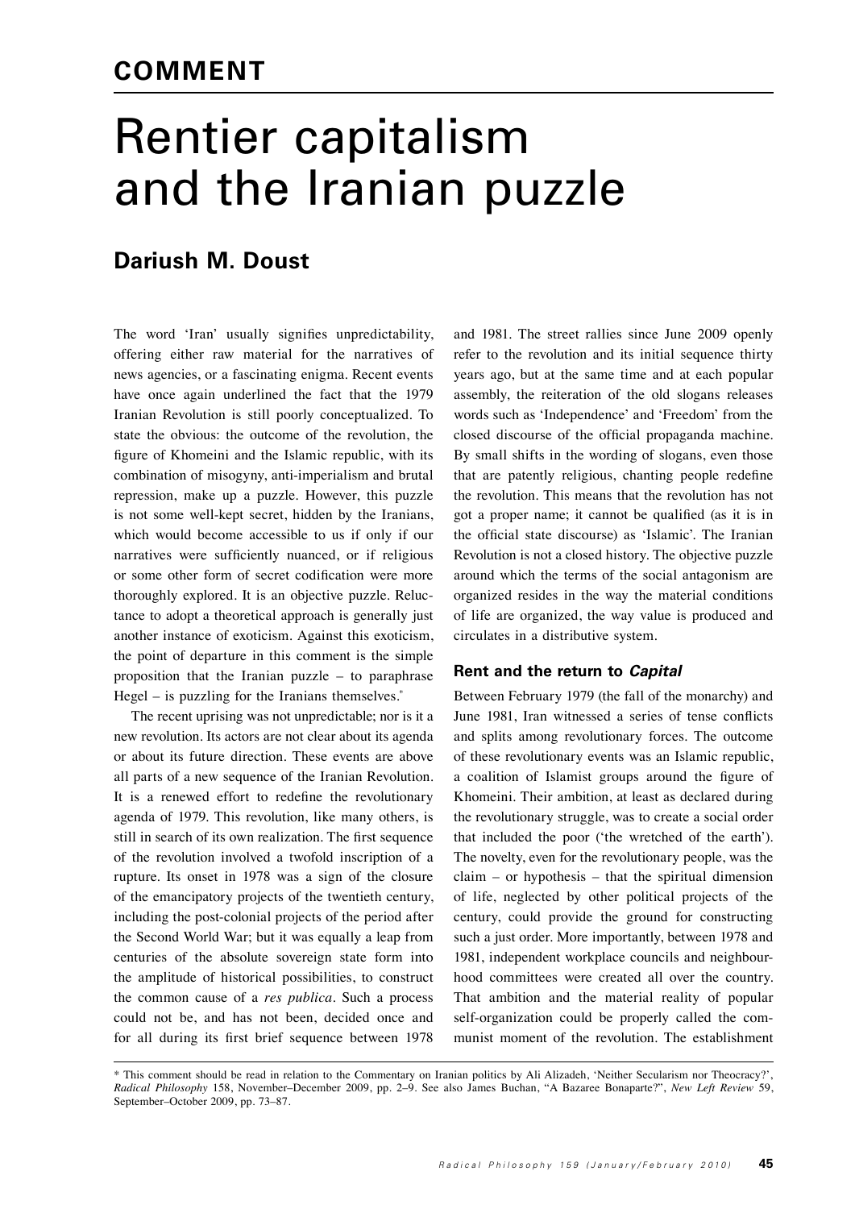## COMMENT

# Rentier capitalism and the Iranian puzzle

### Dariush M. Doust

The word 'Iran' usually signifies unpredictability, offering either raw material for the narratives of news agencies, or a fascinating enigma. Recent events have once again underlined the fact that the 1979 Iranian Revolution is still poorly conceptualized. To state the obvious: the outcome of the revolution, the figure of Khomeini and the Islamic republic, with its combination of misogyny, anti-imperialism and brutal repression, make up a puzzle. However, this puzzle is not some well-kept secret, hidden by the Iranians, which would become accessible to us if only if our narratives were sufficiently nuanced, or if religious or some other form of secret codification were more thoroughly explored. It is an objective puzzle. Reluctance to adopt a theoretical approach is generally just another instance of exoticism. Against this exoticism, the point of departure in this comment is the simple proposition that the Iranian puzzle – to paraphrase Hegel – is puzzling for the Iranians themselves.*

The recent uprising was not unpredictable; nor is it a new revolution. Its actors are not clear about its agenda or about its future direction. These events are above all parts of a new sequence of the Iranian Revolution. It is a renewed effort to redefine the revolutionary agenda of 1979. This revolution, like many others, is still in search of its own realization. The first sequence of the revolution involved a twofold inscription of a rupture. Its onset in 1978 was a sign of the closure of the emancipatory projects of the twentieth century, including the post-colonial projects of the period after the Second World War; but it was equally a leap from centuries of the absolute sovereign state form into the amplitude of historical possibilities, to construct the common cause of a *res publica*. Such a process could not be, and has not been, decided once and for all during its first brief sequence between 1978 and 1981. The street rallies since June 2009 openly refer to the revolution and its initial sequence thirty years ago, but at the same time and at each popular assembly, the reiteration of the old slogans releases words such as 'Independence' and 'Freedom' from the closed discourse of the official propaganda machine. By small shifts in the wording of slogans, even those that are patently religious, chanting people redefine the revolution. This means that the revolution has not got a proper name; it cannot be qualified (as it is in the official state discourse) as 'Islamic'. The Iranian Revolution is not a closed history. The objective puzzle around which the terms of the social antagonism are organized resides in the way the material conditions of life are organized, the way value is produced and circulates in a distributive system.

### Rent and the return to *Capital*

Between February 1979 (the fall of the monarchy) and June 1981, Iran witnessed a series of tense conflicts and splits among revolutionary forces. The outcome of these revolutionary events was an Islamic republic, a coalition of Islamist groups around the figure of Khomeini. Their ambition, at least as declared during the revolutionary struggle, was to create a social order that included the poor ('the wretched of the earth'). The novelty, even for the revolutionary people, was the claim – or hypothesis – that the spiritual dimension of life, neglected by other political projects of the century, could provide the ground for constructing such a just order. More importantly, between 1978 and 1981, independent workplace councils and neighbourhood committees were created all over the country. That ambition and the material reality of popular self-organization could be properly called the communist moment of the revolution. The establishment

---

* This comment should be read in relation to the Commentary on Iranian politics by Ali Alizadeh, 'Neither Secularism nor Theocracy?', *Radical Philosophy* 158, November–December 2009, pp. 2–9. See also James Buchan, "A Bazaree Bonaparte?", *New Left Review* 59, September–October 2009, pp. 73–87.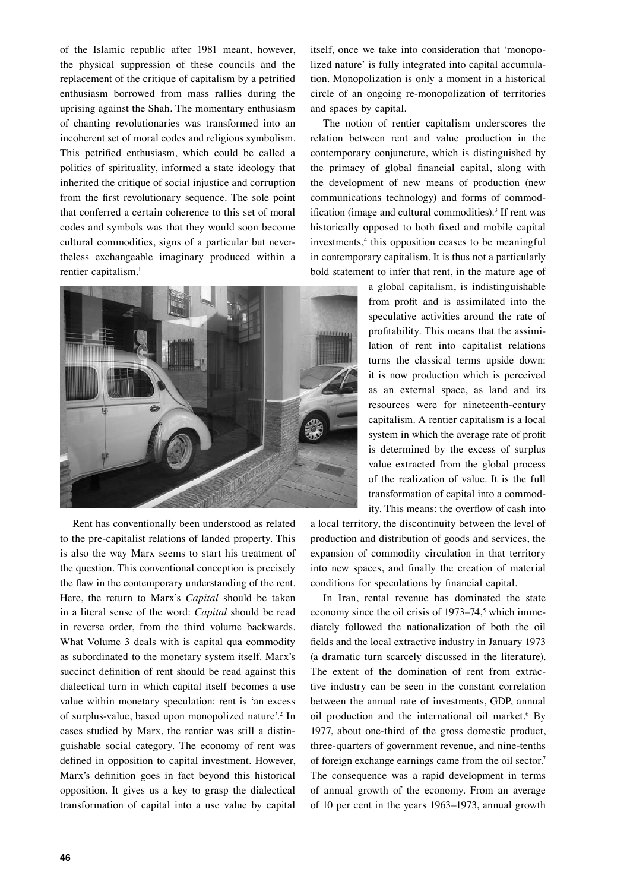of the Islamic republic after 1981 meant, however, the physical suppression of these councils and the replacement of the critique of capitalism by a petrified enthusiasm borrowed from mass rallies during the uprising against the Shah. The momentary enthusiasm of chanting revolutionaries was transformed into an incoherent set of moral codes and religious symbolism. This petrified enthusiasm, which could be called a politics of spirituality, informed a state ideology that inherited the critique of social injustice and corruption from the first revolutionary sequence. The sole point that conferred a certain coherence to this set of moral codes and symbols was that they would soon become cultural commodities, signs of a particular but nevertheless exchangeable imaginary produced within a rentier capitalism.[1]

Rent has conventionally been understood as related to the pre-capitalist relations of landed property. This is also the way Marx seems to start his treatment of the question. This conventional conception is precisely the flaw in the contemporary understanding of the rent. Here, the return to Marx's *Capital* should be taken in a literal sense of the word: *Capital* should be read in reverse order, from the third volume backwards. What Volume 3 deals with is capital qua commodity as subordinated to the monetary system itself. Marx's succinct definition of rent should be read against this dialectical turn in which capital itself becomes a use value within monetary speculation: rent is 'an excess of surplus-value, based upon monopolized nature'.[2] In cases studied by Marx, the rentier was still a distinguishable social category. The economy of rent was defined in opposition to capital investment. However, Marx's definition goes in fact beyond this historical opposition. It gives us a key to grasp the dialectical transformation of capital into a use value by capital itself, once we take into consideration that 'monopolized nature' is fully integrated into capital accumulation. Monopolization is only a moment in a historical circle of an ongoing re-monopolization of territories and spaces by capital.

The notion of rentier capitalism underscores the relation between rent and value production in the contemporary conjuncture, which is distinguished by the primacy of global financial capital, along with the development of new means of production (new communications technology) and forms of commodification (image and cultural commodities).[3] If rent was historically opposed to both fixed and mobile capital investments,[4] this opposition ceases to be meaningful in contemporary capitalism. It is thus not a particularly bold statement to infer that rent, in the mature age of a global capitalism, is indistinguishable from profit and is assimilated into the speculative activities around the rate of profitability. This means that the assimilation of rent into capitalist relations turns the classical terms upside down: it is now production which is perceived as an external space, as land and its resources were for nineteenth-century capitalism. A rentier capitalism is a local system in which the average rate of profit is determined by the excess of surplus value extracted from the global process of the realization of value. It is the full transformation of capital into a commodity. This means: the overflow of cash into a local territory, the discontinuity between the level of production and distribution of goods and services, the expansion of commodity circulation in that territory into new spaces, and finally the creation of material conditions for speculations by financial capital.

In Iran, rental revenue has dominated the state economy since the oil crisis of 1973–74,[5] which immediately followed the nationalization of both the oil fields and the local extractive industry in January 1973 (a dramatic turn scarcely discussed in the literature). The extent of the domination of rent from extractive industry can be seen in the constant correlation between the annual rate of investments, GDP, annual oil production and the international oil market.[6] By 1977, about one-third of the gross domestic product, three-quarters of government revenue, and nine-tenths of foreign exchange earnings came from the oil sector.[7] The consequence was a rapid development in terms of annual growth of the economy. From an average of 10 per cent in the years 1963–1973, annual growth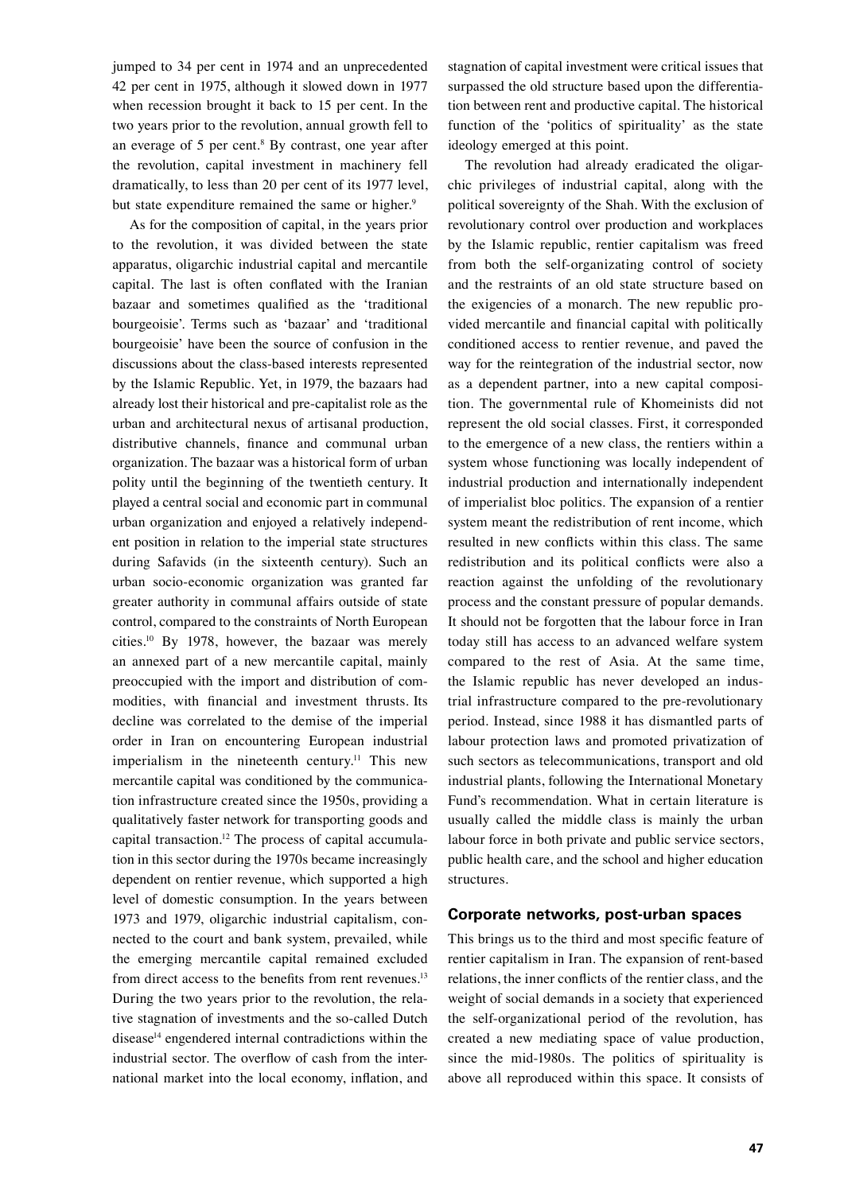jumped to 34 per cent in 1974 and an unprecedented 42 per cent in 1975, although it slowed down in 1977 when recession brought it back to 15 per cent. In the two years prior to the revolution, annual growth fell to an everage of 5 per cent.[8] By contrast, one year after the revolution, capital investment in machinery fell dramatically, to less than 20 per cent of its 1977 level, but state expenditure remained the same or higher.[9]

As for the composition of capital, in the years prior to the revolution, it was divided between the state apparatus, oligarchic industrial capital and mercantile capital. The last is often conflated with the Iranian bazaar and sometimes qualified as the 'traditional bourgeoisie'. Terms such as 'bazaar' and 'traditional bourgeoisie' have been the source of confusion in the discussions about the class-based interests represented by the Islamic Republic. Yet, in 1979, the bazaars had already lost their historical and pre-capitalist role as the urban and architectural nexus of artisanal production, distributive channels, finance and communal urban organization. The bazaar was a historical form of urban polity until the beginning of the twentieth century. It played a central social and economic part in communal urban organization and enjoyed a relatively independent position in relation to the imperial state structures during Safavids (in the sixteenth century). Such an urban socio-economic organization was granted far greater authority in communal affairs outside of state control, compared to the constraints of North European cities.[10] By 1978, however, the bazaar was merely an annexed part of a new mercantile capital, mainly preoccupied with the import and distribution of commodities, with financial and investment thrusts. Its decline was correlated to the demise of the imperial order in Iran on encountering European industrial imperialism in the nineteenth century.[11] This new mercantile capital was conditioned by the communication infrastructure created since the 1950s, providing a qualitatively faster network for transporting goods and capital transaction.[12] The process of capital accumulation in this sector during the 1970s became increasingly dependent on rentier revenue, which supported a high level of domestic consumption. In the years between 1973 and 1979, oligarchic industrial capitalism, connected to the court and bank system, prevailed, while the emerging mercantile capital remained excluded from direct access to the benefits from rent revenues.[13] During the two years prior to the revolution, the relative stagnation of investments and the so-called Dutch disease[14] engendered internal contradictions within the industrial sector. The overflow of cash from the international market into the local economy, inflation, and stagnation of capital investment were critical issues that surpassed the old structure based upon the differentiation between rent and productive capital. The historical function of the 'politics of spirituality' as the state ideology emerged at this point.

The revolution had already eradicated the oligarchic privileges of industrial capital, along with the political sovereignty of the Shah. With the exclusion of revolutionary control over production and workplaces by the Islamic republic, rentier capitalism was freed from both the self-organizating control of society and the restraints of an old state structure based on the exigencies of a monarch. The new republic provided mercantile and financial capital with politically conditioned access to rentier revenue, and paved the way for the reintegration of the industrial sector, now as a dependent partner, into a new capital composition. The governmental rule of Khomeinists did not represent the old social classes. First, it corresponded to the emergence of a new class, the rentiers within a system whose functioning was locally independent of industrial production and internationally independent of imperialist bloc politics. The expansion of a rentier system meant the redistribution of rent income, which resulted in new conflicts within this class. The same redistribution and its political conflicts were also a reaction against the unfolding of the revolutionary process and the constant pressure of popular demands. It should not be forgotten that the labour force in Iran today still has access to an advanced welfare system compared to the rest of Asia. At the same time, the Islamic republic has never developed an industrial infrastructure compared to the pre-revolutionary period. Instead, since 1988 it has dismantled parts of labour protection laws and promoted privatization of such sectors as telecommunications, transport and old industrial plants, following the International Monetary Fund's recommendation. What in certain literature is usually called the middle class is mainly the urban labour force in both private and public service sectors, public health care, and the school and higher education structures.

## Corporate networks, post-urban spaces

This brings us to the third and most specific feature of rentier capitalism in Iran. The expansion of rent-based relations, the inner conflicts of the rentier class, and the weight of social demands in a society that experienced the self-organizational period of the revolution, has created a new mediating space of value production, since the mid-1980s. The politics of spirituality is above all reproduced within this space. It consists of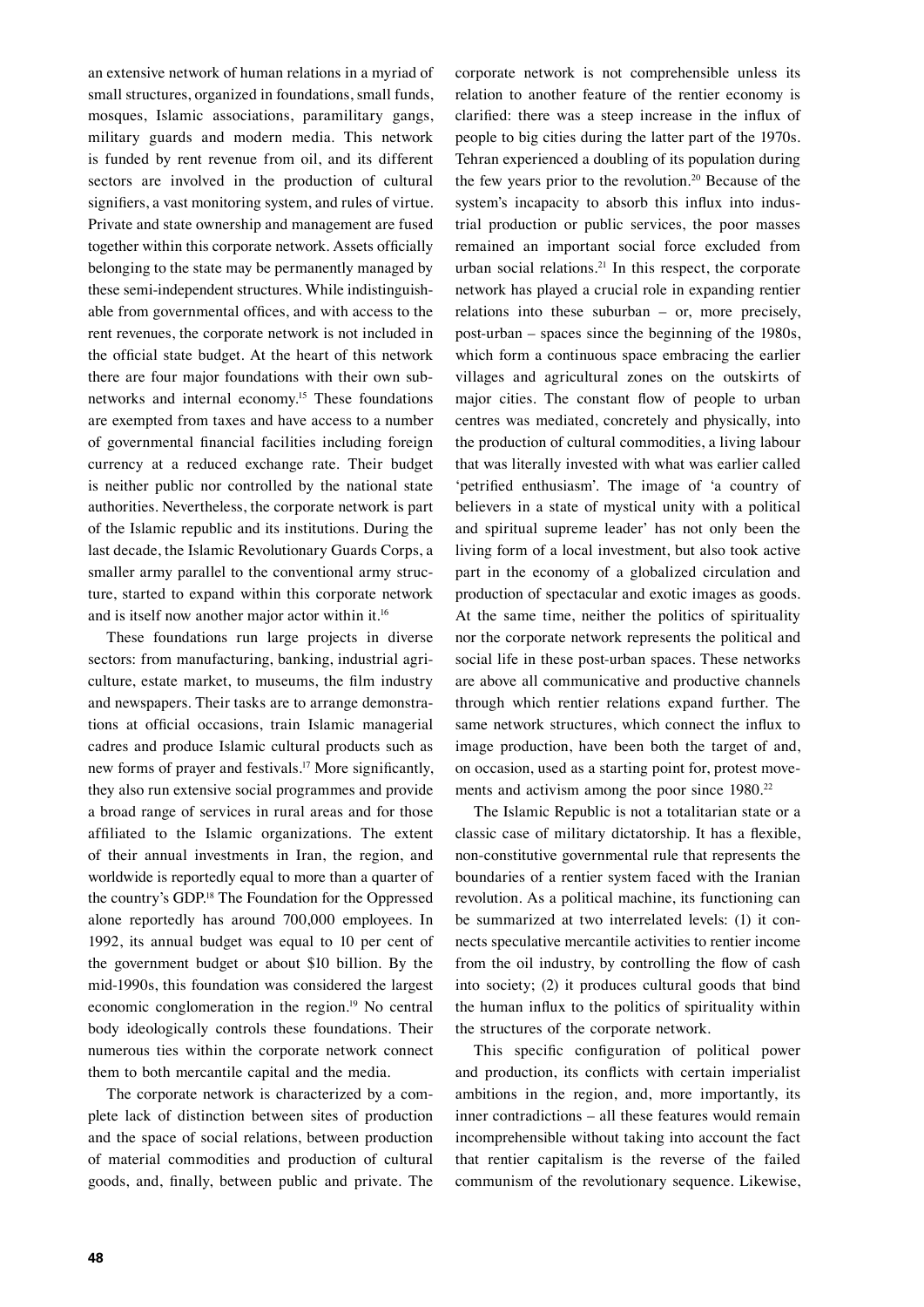an extensive network of human relations in a myriad of small structures, organized in foundations, small funds, mosques, Islamic associations, paramilitary gangs, military guards and modern media. This network is funded by rent revenue from oil, and its different sectors are involved in the production of cultural signifiers, a vast monitoring system, and rules of virtue. Private and state ownership and management are fused together within this corporate network. Assets officially belonging to the state may be permanently managed by these semi-independent structures. While indistinguishable from governmental offices, and with access to the rent revenues, the corporate network is not included in the official state budget. At the heart of this network there are four major foundations with their own sub-networks and internal economy.[15] These foundations are exempted from taxes and have access to a number of governmental financial facilities including foreign currency at a reduced exchange rate. Their budget is neither public nor controlled by the national state authorities. Nevertheless, the corporate network is part of the Islamic republic and its institutions. During the last decade, the Islamic Revolutionary Guards Corps, a smaller army parallel to the conventional army structure, started to expand within this corporate network and is itself now another major actor within it.[16]

These foundations run large projects in diverse sectors: from manufacturing, banking, industrial agriculture, estate market, to museums, the film industry and newspapers. Their tasks are to arrange demonstrations at official occasions, train Islamic managerial cadres and produce Islamic cultural products such as new forms of prayer and festivals.[17] More significantly, they also run extensive social programmes and provide a broad range of services in rural areas and for those affiliated to the Islamic organizations. The extent of their annual investments in Iran, the region, and worldwide is reportedly equal to more than a quarter of the country's GDP.[18] The Foundation for the Oppressed alone reportedly has around 700,000 employees. In 1992, its annual budget was equal to 10 per cent of the government budget or about $10 billion. By the mid-1990s, this foundation was considered the largest economic conglomeration in the region.[19] No central body ideologically controls these foundations. Their numerous ties within the corporate network connect them to both mercantile capital and the media.

The corporate network is characterized by a complete lack of distinction between sites of production and the space of social relations, between production of material commodities and production of cultural goods, and, finally, between public and private. The corporate network is not comprehensible unless its relation to another feature of the rentier economy is clarified: there was a steep increase in the influx of people to big cities during the latter part of the 1970s. Tehran experienced a doubling of its population during the few years prior to the revolution.[20] Because of the system's incapacity to absorb this influx into industrial production or public services, the poor masses remained an important social force excluded from urban social relations.[21] In this respect, the corporate network has played a crucial role in expanding rentier relations into these suburban – or, more precisely, post-urban – spaces since the beginning of the 1980s, which form a continuous space embracing the earlier villages and agricultural zones on the outskirts of major cities. The constant flow of people to urban centres was mediated, concretely and physically, into the production of cultural commodities, a living labour that was literally invested with what was earlier called 'petrified enthusiasm'. The image of 'a country of believers in a state of mystical unity with a political and spiritual supreme leader' has not only been the living form of a local investment, but also took active part in the economy of a globalized circulation and production of spectacular and exotic images as goods. At the same time, neither the politics of spirituality nor the corporate network represents the political and social life in these post-urban spaces. These networks are above all communicative and productive channels through which rentier relations expand further. The same network structures, which connect the influx to image production, have been both the target of and, on occasion, used as a starting point for, protest movements and activism among the poor since 1980.[22]

The Islamic Republic is not a totalitarian state or a classic case of military dictatorship. It has a flexible, non-constitutive governmental rule that represents the boundaries of a rentier system faced with the Iranian revolution. As a political machine, its functioning can be summarized at two interrelated levels: (1) it connects speculative mercantile activities to rentier income from the oil industry, by controlling the flow of cash into society; (2) it produces cultural goods that bind the human influx to the politics of spirituality within the structures of the corporate network.

This specific configuration of political power and production, its conflicts with certain imperialist ambitions in the region, and, more importantly, its inner contradictions – all these features would remain incomprehensible without taking into account the fact that rentier capitalism is the reverse of the failed communism of the revolutionary sequence. Likewise,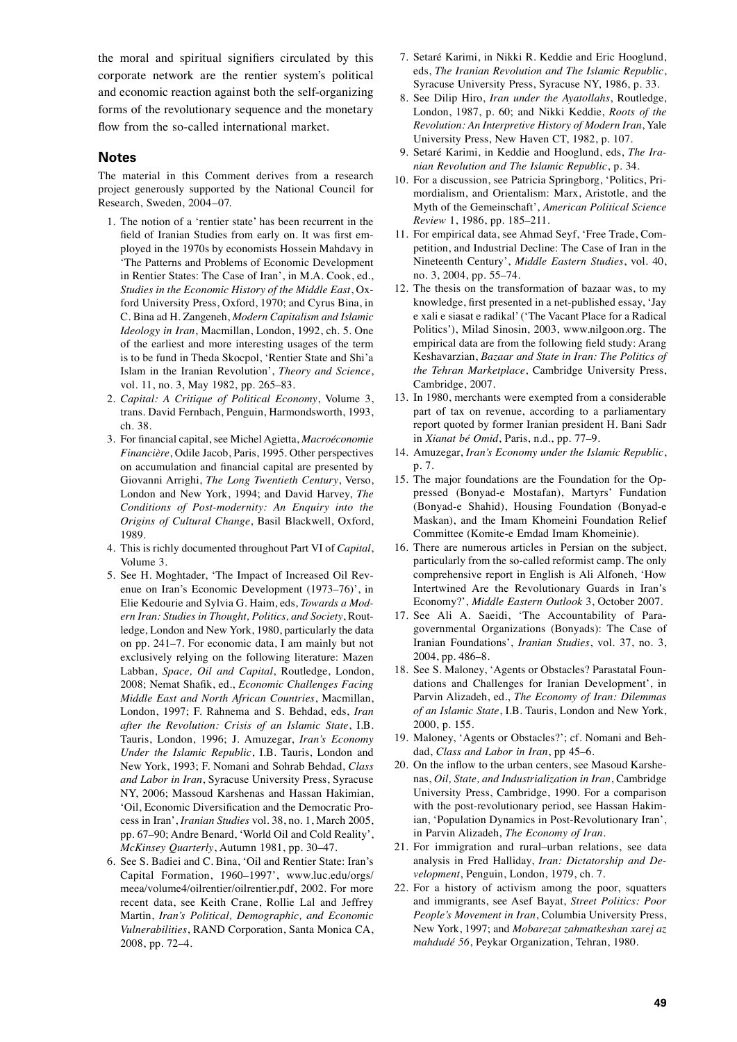the moral and spiritual signifiers circulated by this corporate network are the rentier system's political and economic reaction against both the self-organizing forms of the revolutionary sequence and the monetary flow from the so-called international market.

## Notes

The material in this Comment derives from a research project generously supported by the National Council for Research, Sweden, 2004–07.

1. The notion of a 'rentier state' has been recurrent in the field of Iranian Studies from early on. It was first employed in the 1970s by economists Hossein Mahdavy in 'The Patterns and Problems of Economic Development in Rentier States: The Case of Iran', in M.A. Cook, ed., *Studies in the Economic History of the Middle East*, Oxford University Press, Oxford, 1970; and Cyrus Bina, in C. Bina ad H. Zangeneh, *Modern Capitalism and Islamic Ideology in Iran*, Macmillan, London, 1992, ch. 5. One of the earliest and more interesting usages of the term is to be fund in Theda Skocpol, 'Rentier State and Shi'a Islam in the Iranian Revolution', *Theory and Science*, vol. 11, no. 3, May 1982, pp. 265–83.
2. *Capital: A Critique of Political Economy*, Volume 3, trans. David Fernbach, Penguin, Harmondsworth, 1993, ch. 38.
3. For financial capital, see Michel Agietta, *Macroéconomie Financière*, Odile Jacob, Paris, 1995. Other perspectives on accumulation and financial capital are presented by Giovanni Arrighi, *The Long Twentieth Century*, Verso, London and New York, 1994; and David Harvey, *The Conditions of Post-modernity: An Enquiry into the Origins of Cultural Change*, Basil Blackwell, Oxford, 1989.
4. This is richly documented throughout Part VI of *Capital*, Volume 3.
5. See H. Moghtader, 'The Impact of Increased Oil Revenue on Iran's Economic Development (1973–76)', in Elie Kedourie and Sylvia G. Haim, eds, *Towards a Modern Iran: Studies in Thought, Politics, and Society*, Routledge, London and New York, 1980, particularly the data on pp. 241–7. For economic data, I am mainly but not exclusively relying on the following literature: Mazen Labban, *Space, Oil and Capital*, Routledge, London, 2008; Nemat Shafik, ed., *Economic Challenges Facing Middle East and North African Countries*, Macmillan, London, 1997; F. Rahnema and S. Behdad, eds, *Iran after the Revolution: Crisis of an Islamic State*, I.B. Tauris, London, 1996; J. Amuzegar, *Iran's Economy Under the Islamic Republic*, I.B. Tauris, London and New York, 1993; F. Nomani and Sohrab Behdad, *Class and Labor in Iran*, Syracuse University Press, Syracuse NY, 2006; Massoud Karshenas and Hassan Hakimian, 'Oil, Economic Diversification and the Democratic Process in Iran', *Iranian Studies* vol. 38, no. 1, March 2005, pp. 67–90; Andre Benard, 'World Oil and Cold Reality', *McKinsey Quarterly*, Autumn 1981, pp. 30–47.
6. See S. Badiei and C. Bina, 'Oil and Rentier State: Iran's Capital Formation, 1960–1997', www.luc.edu/orgs/meea/volume4/oilrentier/oilrentier.pdf, 2002. For more recent data, see Keith Crane, Rollie Lal and Jeffrey Martin, *Iran's Political, Demographic, and Economic Vulnerabilities*, RAND Corporation, Santa Monica CA, 2008, pp. 72–4.
7. Setaré Karimi, in Nikki R. Keddie and Eric Hooglund, eds, *The Iranian Revolution and The Islamic Republic*, Syracuse University Press, Syracuse NY, 1986, p. 33.
8. See Dilip Hiro, *Iran under the Ayatollahs*, Routledge, London, 1987, p. 60; and Nikki Keddie, *Roots of the Revolution: An Interpretive History of Modern Iran*, Yale University Press, New Haven CT, 1982, p. 107.
9. Setaré Karimi, in Keddie and Hooglund, eds, *The Iranian Revolution and The Islamic Republic*, p. 34.
10. For a discussion, see Patricia Springborg, 'Politics, Primordialism, and Orientalism: Marx, Aristotle, and the Myth of the Gemeinschaft', *American Political Science Review* 1, 1986, pp. 185–211.
11. For empirical data, see Ahmad Seyf, 'Free Trade, Competition, and Industrial Decline: The Case of Iran in the Nineteenth Century', *Middle Eastern Studies*, vol. 40, no. 3, 2004, pp. 55–74.
12. The thesis on the transformation of bazaar was, to my knowledge, first presented in a net-published essay, 'Jay e xali e siasat e radikal' ('The Vacant Place for a Radical Politics'), Milad Sinosin, 2003, www.nilgoon.org. The empirical data are from the following field study: Arang Keshavarzian, *Bazaar and State in Iran: The Politics of the Tehran Marketplace*, Cambridge University Press, Cambridge, 2007.
13. In 1980, merchants were exempted from a considerable part of tax on revenue, according to a parliamentary report quoted by former Iranian president H. Bani Sadr in *Xianat bé Omid*, Paris, n.d., pp. 77–9.
14. Amuzegar, *Iran's Economy under the Islamic Republic*, p. 7.
15. The major foundations are the Foundation for the Oppressed (Bonyad-e Mostafan), Martyrs' Fundation (Bonyad-e Shahid), Housing Foundation (Bonyad-e Maskan), and the Imam Khomeini Foundation Relief Committee (Komite-e Emdad Imam Khomeinie).
16. There are numerous articles in Persian on the subject, particularly from the so-called reformist camp. The only comprehensive report in English is Ali Alfoneh, 'How Intertwined Are the Revolutionary Guards in Iran's Economy?', *Middle Eastern Outlook* 3, October 2007.
17. See Ali A. Saeidi, 'The Accountability of Para-governmental Organizations (Bonyads): The Case of Iranian Foundations', *Iranian Studies*, vol. 37, no. 3, 2004, pp. 486–8.
18. See S. Maloney, 'Agents or Obstacles? Parastatal Foundations and Challenges for Iranian Development', in Parvin Alizadeh, ed., *The Economy of Iran: Dilemmas of an Islamic State*, I.B. Tauris, London and New York, 2000, p. 155.
19. Maloney, 'Agents or Obstacles?'; cf. Nomani and Behdad, *Class and Labor in Iran*, pp 45–6.
20. On the inflow to the urban centers, see Masoud Karshenas, *Oil, State, and Industrialization in Iran*, Cambridge University Press, Cambridge, 1990. For a comparison with the post-revolutionary period, see Hassan Hakimian, 'Population Dynamics in Post-Revolutionary Iran', in Parvin Alizadeh, *The Economy of Iran*.
21. For immigration and rural–urban relations, see data analysis in Fred Halliday, *Iran: Dictatorship and Development*, Penguin, London, 1979, ch. 7.
22. For a history of activism among the poor, squatters and immigrants, see Asef Bayat, *Street Politics: Poor People's Movement in Iran*, Columbia University Press, New York, 1997; and *Mobarezat zahmatkeshan xarej az mahdudé 56*, Peykar Organization, Tehran, 1980.